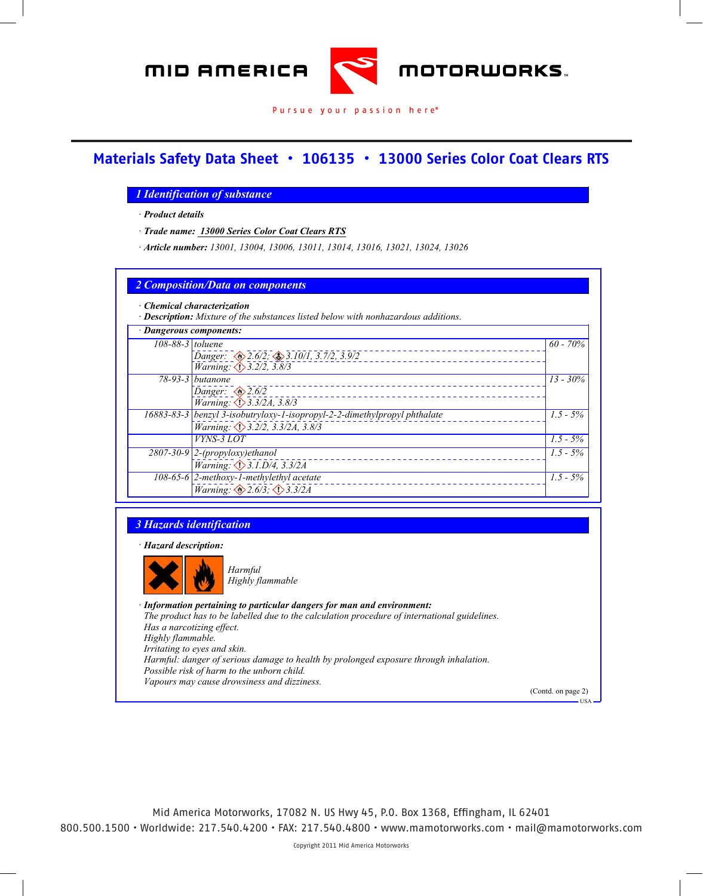# Materials Safety Data Sheet • 106135 • 13000 Series Color Coat Clears RTS

## 1 Identification of substance

· ***Product details***

· ***Trade name:*** *13000 Series Color Coat Clears RTS*

· ***Article number:*** *13001, 13004, 13006, 13011, 13014, 13016, 13021, 13024, 13026*

## 2 Composition/Data on components

· ***Chemical characterization***

· ***Description:*** *Mixture of the substances listed below with nonhazardous additions.*

· ***Dangerous components:***

| CAS | Component | Amount |
|---|---|---|
| 108-88-3 | toluene<br>Danger: 2.6/2; 3.10/1, 3.7/2, 3.9/2<br>Warning: 3.2/2, 3.8/3 | 60 - 70% |
| 78-93-3 | butanone<br>Danger: 2.6/2<br>Warning: 3.3/2A, 3.8/3 | 13 - 30% |
| 16883-83-3 | benzyl 3-isobutryloxy-1-isopropyl-2-2-dimethylpropyl phthalate<br>Warning: 3.2/2, 3.3/2A, 3.8/3 | 1.5 - 5% |
| | VYNS-3 LOT | 1.5 - 5% |
| 2807-30-9 | 2-(propyloxy)ethanol<br>Warning: 3.1.D/4, 3.3/2A | 1.5 - 5% |
| 108-65-6 | 2-methoxy-1-methylethyl acetate<br>Warning: 2.6/3; 3.3/2A | 1.5 - 5% |

## 3 Hazards identification

· ***Hazard description:***

*Harmful*
*Highly flammable*

· ***Information pertaining to particular dangers for man and environment:***

*The product has to be labelled due to the calculation procedure of international guidelines.*
*Has a narcotizing effect.*
*Highly flammable.*
*Irritating to eyes and skin.*
*Harmful: danger of serious damage to health by prolonged exposure through inhalation.*
*Possible risk of harm to the unborn child.*
*Vapours may cause drowsiness and dizziness.*

(Contd. on page 2)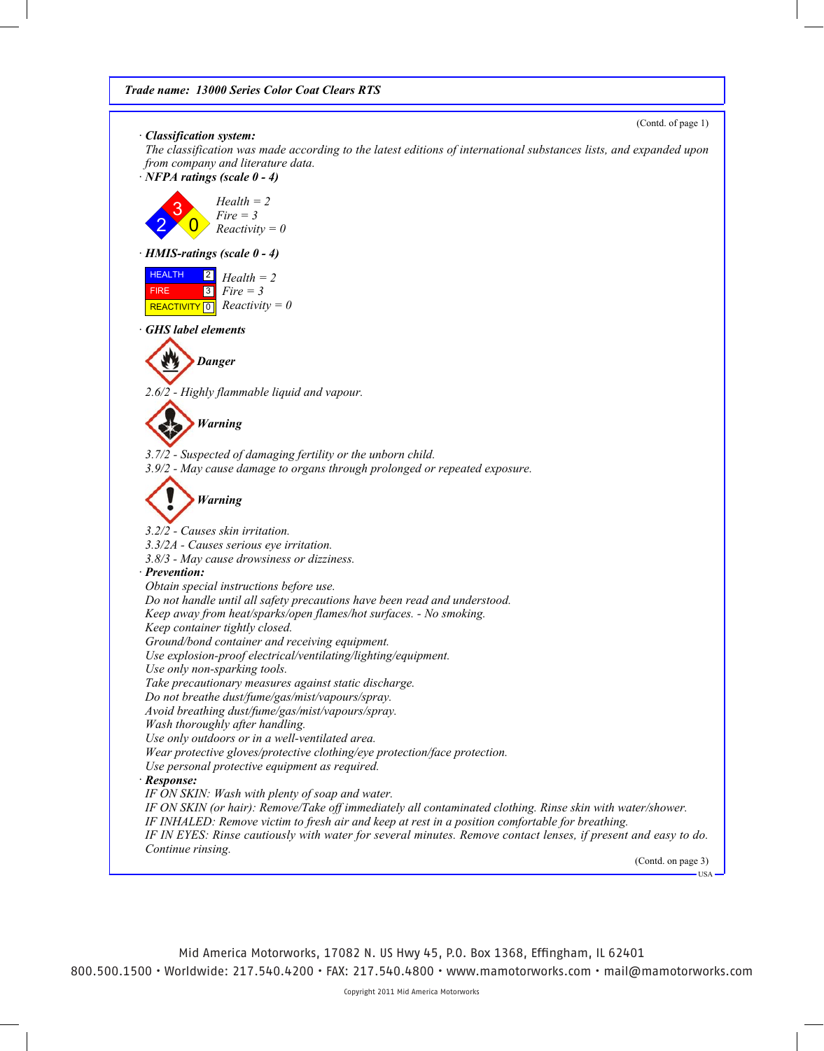**Trade name: 13000 Series Color Coat Clears RTS**

(Contd. of page 1)

· ***Classification system:***

*The classification was made according to the latest editions of international substances lists, and expanded upon from company and literature data.*

· ***NFPA ratings (scale 0 - 4)***

*Health = 2*
*Fire = 3*
*Reactivity = 0*

· ***HMIS-ratings (scale 0 - 4)***

| | |
|---|---|
| HEALTH | 2 |
| FIRE | 3 |
| REACTIVITY | 0 |

*Health = 2*
*Fire = 3*
*Reactivity = 0*

· ***GHS label elements***

***Danger***

*2.6/2 - Highly flammable liquid and vapour.*

***Warning***

*3.7/2 - Suspected of damaging fertility or the unborn child.*
*3.9/2 - May cause damage to organs through prolonged or repeated exposure.*

***Warning***

*3.2/2 - Causes skin irritation.*
*3.3/2A - Causes serious eye irritation.*
*3.8/3 - May cause drowsiness or dizziness.*

· ***Prevention:***

*Obtain special instructions before use.*
*Do not handle until all safety precautions have been read and understood.*
*Keep away from heat/sparks/open flames/hot surfaces. - No smoking.*
*Keep container tightly closed.*
*Ground/bond container and receiving equipment.*
*Use explosion-proof electrical/ventilating/lighting/equipment.*
*Use only non-sparking tools.*
*Take precautionary measures against static discharge.*
*Do not breathe dust/fume/gas/mist/vapours/spray.*
*Avoid breathing dust/fume/gas/mist/vapours/spray.*
*Wash thoroughly after handling.*
*Use only outdoors or in a well-ventilated area.*
*Wear protective gloves/protective clothing/eye protection/face protection.*
*Use personal protective equipment as required.*

· ***Response:***

*IF ON SKIN: Wash with plenty of soap and water.*
*IF ON SKIN (or hair): Remove/Take off immediately all contaminated clothing. Rinse skin with water/shower.*
*IF INHALED: Remove victim to fresh air and keep at rest in a position comfortable for breathing.*
*IF IN EYES: Rinse cautiously with water for several minutes. Remove contact lenses, if present and easy to do. Continue rinsing.*

(Contd. on page 3)

USA

Mid America Motorworks, 17082 N. US Hwy 45, P.O. Box 1368, Effingham, IL 62401
800.500.1500 • Worldwide: 217.540.4200 • FAX: 217.540.4800 • www.mamotorworks.com • mail@mamotorworks.com

Copyright 2011 Mid America Motorworks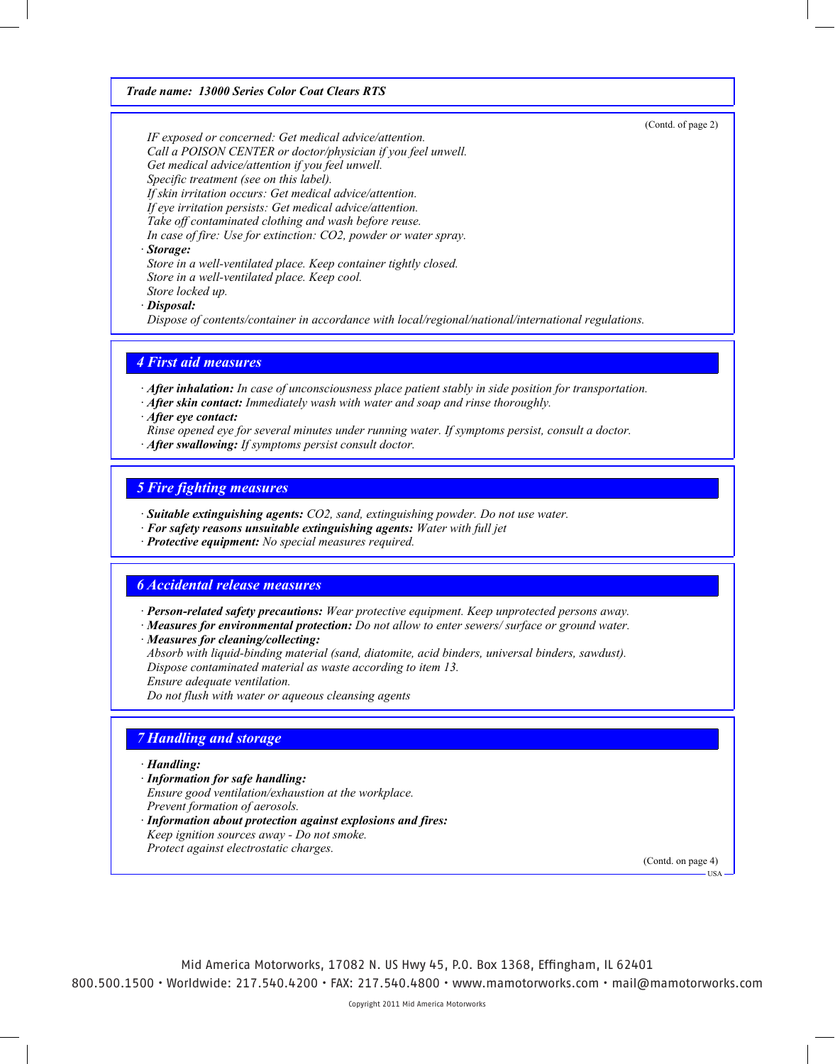(Contd. of page 2)

*IF exposed or concerned: Get medical advice/attention.*
*Call a POISON CENTER or doctor/physician if you feel unwell.*
*Get medical advice/attention if you feel unwell.*
*Specific treatment (see on this label).*
*If skin irritation occurs: Get medical advice/attention.*
*If eye irritation persists: Get medical advice/attention.*
*Take off contaminated clothing and wash before reuse.*
*In case of fire: Use for extinction: CO2, powder or water spray.*

· ***Storage:***
*Store in a well-ventilated place. Keep container tightly closed.*
*Store in a well-ventilated place. Keep cool.*
*Store locked up.*

· ***Disposal:***
*Dispose of contents/container in accordance with local/regional/national/international regulations.*

## 4 First aid measures

· ***After inhalation:*** *In case of unconsciousness place patient stably in side position for transportation.*
· ***After skin contact:*** *Immediately wash with water and soap and rinse thoroughly.*
· ***After eye contact:***
*Rinse opened eye for several minutes under running water. If symptoms persist, consult a doctor.*
· ***After swallowing:*** *If symptoms persist consult doctor.*

## 5 Fire fighting measures

· ***Suitable extinguishing agents:*** *CO2, sand, extinguishing powder. Do not use water.*
· ***For safety reasons unsuitable extinguishing agents:*** *Water with full jet*
· ***Protective equipment:*** *No special measures required.*

## 6 Accidental release measures

· ***Person-related safety precautions:*** *Wear protective equipment. Keep unprotected persons away.*
· ***Measures for environmental protection:*** *Do not allow to enter sewers/ surface or ground water.*
· ***Measures for cleaning/collecting:***
*Absorb with liquid-binding material (sand, diatomite, acid binders, universal binders, sawdust).*
*Dispose contaminated material as waste according to item 13.*
*Ensure adequate ventilation.*
*Do not flush with water or aqueous cleansing agents*

## 7 Handling and storage

· ***Handling:***
· ***Information for safe handling:***
*Ensure good ventilation/exhaustion at the workplace.*
*Prevent formation of aerosols.*
· ***Information about protection against explosions and fires:***
*Keep ignition sources away - Do not smoke.*
*Protect against electrostatic charges.*

(Contd. on page 4)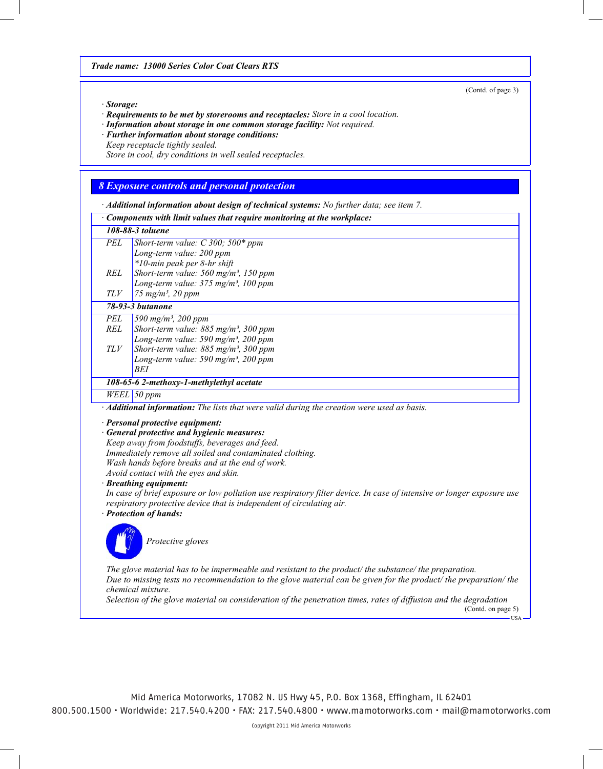(Contd. of page 3)

· **Storage:**

· **Requirements to be met by storerooms and receptacles:** Store in a cool location.

· **Information about storage in one common storage facility:** Not required.

· **Further information about storage conditions:**

Keep receptacle tightly sealed.

Store in cool, dry conditions in well sealed receptacles.

## 8 Exposure controls and personal protection

· **Additional information about design of technical systems:** No further data; see item 7.

| · Components with limit values that require monitoring at the workplace: | |
|---|---|
| **108-88-3 toluene** | |
| PEL | Short-term value: C 300; 500* ppm<br>Long-term value: 200 ppm<br>*10-min peak per 8-hr shift |
| REL | Short-term value: 560 mg/m³, 150 ppm<br>Long-term value: 375 mg/m³, 100 ppm |
| TLV | 75 mg/m³, 20 ppm |
| **78-93-3 butanone** | |
| PEL | 590 mg/m³, 200 ppm |
| REL | Short-term value: 885 mg/m³, 300 ppm<br>Long-term value: 590 mg/m³, 200 ppm |
| TLV | Short-term value: 885 mg/m³, 300 ppm<br>Long-term value: 590 mg/m³, 200 ppm<br>BEI |
| **108-65-6 2-methoxy-1-methylethyl acetate** | |
| WEEL | 50 ppm |

· **Additional information:** The lists that were valid during the creation were used as basis.

· **Personal protective equipment:**

· **General protective and hygienic measures:**

Keep away from foodstuffs, beverages and feed.

Immediately remove all soiled and contaminated clothing.

Wash hands before breaks and at the end of work.

Avoid contact with the eyes and skin.

· **Breathing equipment:**

In case of brief exposure or low pollution use respiratory filter device. In case of intensive or longer exposure use respiratory protective device that is independent of circulating air.

· **Protection of hands:**

Protective gloves

The glove material has to be impermeable and resistant to the product/ the substance/ the preparation.

Due to missing tests no recommendation to the glove material can be given for the product/ the preparation/ the chemical mixture.

Selection of the glove material on consideration of the penetration times, rates of diffusion and the degradation

(Contd. on page 5)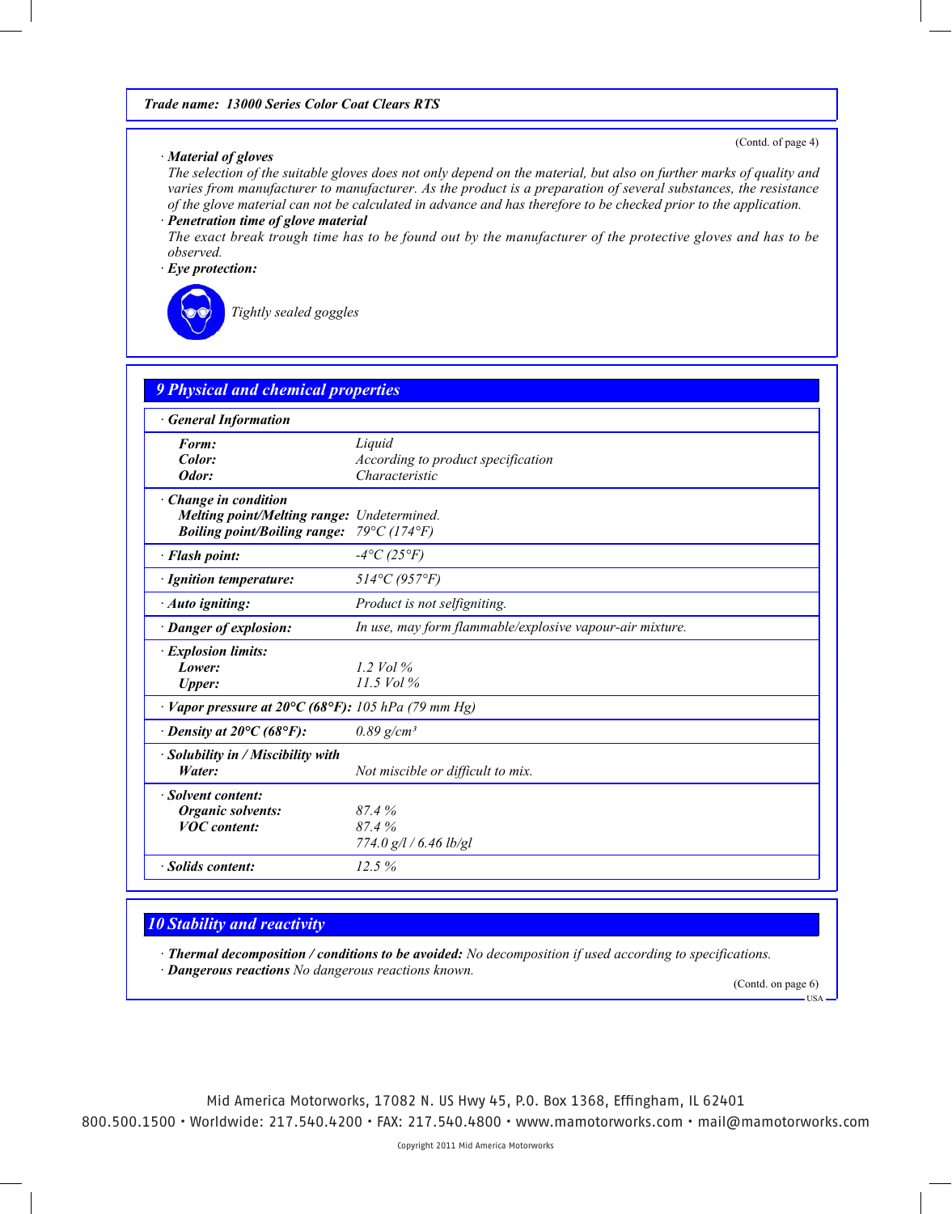(Contd. of page 4)

· **Material of gloves**

*The selection of the suitable gloves does not only depend on the material, but also on further marks of quality and varies from manufacturer to manufacturer. As the product is a preparation of several substances, the resistance of the glove material can not be calculated in advance and has therefore to be checked prior to the application.*

· **Penetration time of glove material**

*The exact break trough time has to be found out by the manufacturer of the protective gloves and has to be observed.*

· **Eye protection:**

*Tightly sealed goggles*

## 9 Physical and chemical properties

| · **General Information** | |
|---|---|
| **Form:** | *Liquid* |
| **Color:** | *According to product specification* |
| **Odor:** | *Characteristic* |
| · **Change in condition** | |
| **Melting point/Melting range:** | *Undetermined.* |
| **Boiling point/Boiling range:** | *79°C (174°F)* |
| · **Flash point:** | *-4°C (25°F)* |
| · **Ignition temperature:** | *514°C (957°F)* |
| · **Auto igniting:** | *Product is not selfigniting.* |
| · **Danger of explosion:** | *In use, may form flammable/explosive vapour-air mixture.* |
| · **Explosion limits:** | |
| **Lower:** | *1.2 Vol %* |
| **Upper:** | *11.5 Vol %* |
| · **Vapor pressure at 20°C (68°F):** | *105 hPa (79 mm Hg)* |
| · **Density at 20°C (68°F):** | *0.89 g/cm³* |
| · **Solubility in / Miscibility with** | |
| **Water:** | *Not miscible or difficult to mix.* |
| · **Solvent content:** | |
| **Organic solvents:** | *87.4 %* |
| **VOC content:** | *87.4 %* |
| | *774.0 g/l / 6.46 lb/gl* |
| · **Solids content:** | *12.5 %* |

## 10 Stability and reactivity

· **Thermal decomposition / conditions to be avoided:** *No decomposition if used according to specifications.*

· **Dangerous reactions** *No dangerous reactions known.*

(Contd. on page 6)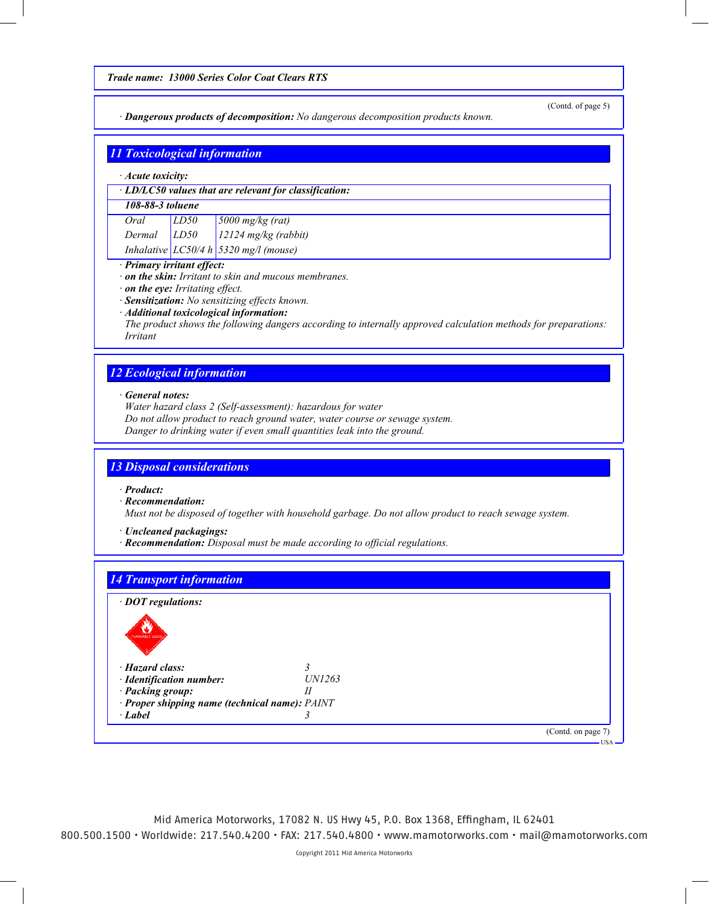*Trade name: 13000 Series Color Coat Clears RTS*

(Contd. of page 5)

· **Dangerous products of decomposition:** No dangerous decomposition products known.

## 11 Toxicological information

· **Acute toxicity:**

· **LD/LC50 values that are relevant for classification:**

| **108-88-3 toluene** | | |
|---|---|---|
| Oral | LD50 | 5000 mg/kg (rat) |
| Dermal | LD50 | 12124 mg/kg (rabbit) |
| Inhalative | LC50/4 h | 5320 mg/l (mouse) |

· **Primary irritant effect:**
· **on the skin:** Irritant to skin and mucous membranes.
· **on the eye:** Irritating effect.
· **Sensitization:** No sensitizing effects known.
· **Additional toxicological information:**
The product shows the following dangers according to internally approved calculation methods for preparations:
Irritant

## 12 Ecological information

· **General notes:**
Water hazard class 2 (Self-assessment): hazardous for water
Do not allow product to reach ground water, water course or sewage system.
Danger to drinking water if even small quantities leak into the ground.

## 13 Disposal considerations

· **Product:**
· **Recommendation:**
Must not be disposed of together with household garbage. Do not allow product to reach sewage system.

· **Uncleaned packagings:**
· **Recommendation:** Disposal must be made according to official regulations.

## 14 Transport information

· **DOT regulations:**

· **Hazard class:** 3
· **Identification number:** UN1263
· **Packing group:** II
· **Proper shipping name (technical name):** PAINT
· **Label** 3

(Contd. on page 7)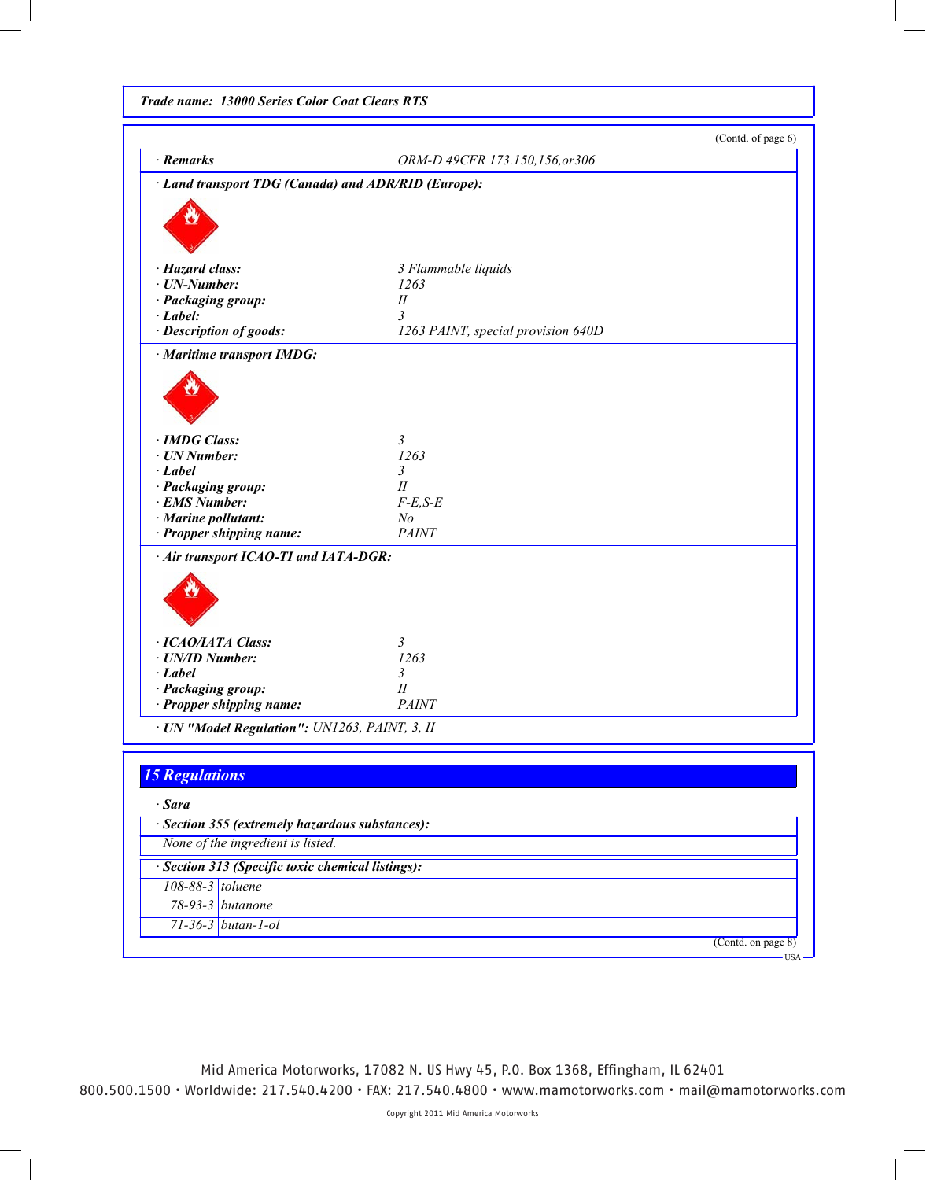Trade name: 13000 Series Color Coat Clears RTS

(Contd. of page 6)

| | |
|---|---|
| · **Remarks** | ORM-D 49CFR 173.150,156,or306 |

· **Land transport TDG (Canada) and ADR/RID (Europe):**

| | |
|---|---|
| · **Hazard class:** | 3 Flammable liquids |
| · **UN-Number:** | 1263 |
| · **Packaging group:** | II |
| · **Label:** | 3 |
| · **Description of goods:** | 1263 PAINT, special provision 640D |

· **Maritime transport IMDG:**

| | |
|---|---|
| · **IMDG Class:** | 3 |
| · **UN Number:** | 1263 |
| · **Label** | 3 |
| · **Packaging group:** | II |
| · **EMS Number:** | F-E,S-E |
| · **Marine pollutant:** | No |
| · **Propper shipping name:** | PAINT |

· **Air transport ICAO-TI and IATA-DGR:**

| | |
|---|---|
| · **ICAO/IATA Class:** | 3 |
| · **UN/ID Number:** | 1263 |
| · **Label** | 3 |
| · **Packaging group:** | II |
| · **Propper shipping name:** | PAINT |

· **UN "Model Regulation":** UN1263, PAINT, 3, II

## 15 Regulations

· **Sara**

· **Section 355 (extremely hazardous substances):**

None of the ingredient is listed.

· **Section 313 (Specific toxic chemical listings):**

| | |
|---|---|
| 108-88-3 | toluene |
| 78-93-3 | butanone |
| 71-36-3 | butan-1-ol |

(Contd. on page 8)

USA

Mid America Motorworks, 17082 N. US Hwy 45, P.O. Box 1368, Effingham, IL 62401

800.500.1500 • Worldwide: 217.540.4200 • FAX: 217.540.4800 • www.mamotorworks.com • mail@mamotorworks.com

Copyright 2011 Mid America Motorworks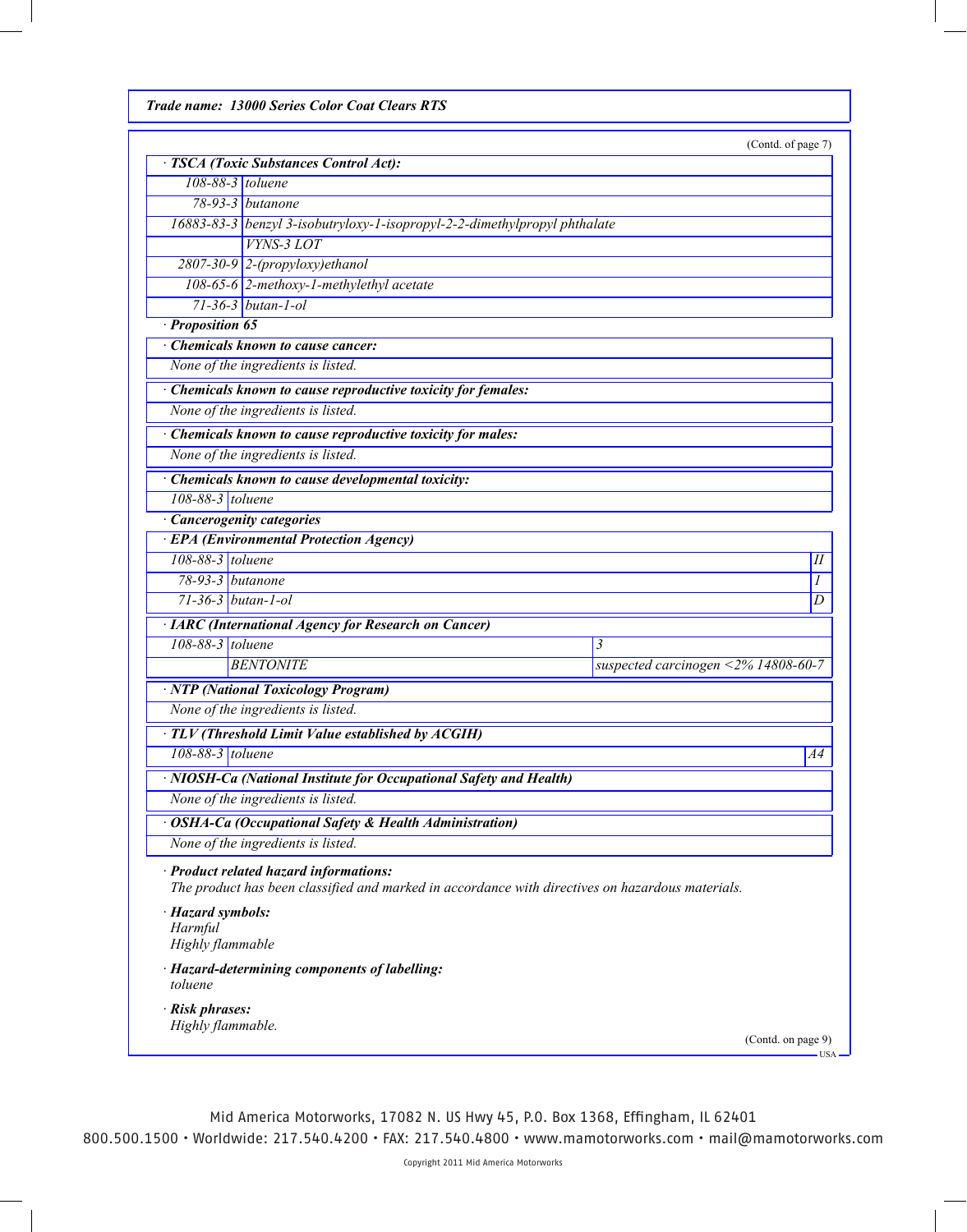**Trade name: 13000 Series Color Coat Clears RTS**

(Contd. of page 7)

**· TSCA (Toxic Substances Control Act):**

| | |
|---|---|
| 108-88-3 | toluene |
| 78-93-3 | butanone |
| 16883-83-3 | benzyl 3-isobutryloxy-1-isopropyl-2-2-dimethylpropyl phthalate |
| | VYNS-3 LOT |
| 2807-30-9 | 2-(propyloxy)ethanol |
| 108-65-6 | 2-methoxy-1-methylethyl acetate |
| 71-36-3 | butan-1-ol |

**· Proposition 65**

**· Chemicals known to cause cancer:**

None of the ingredients is listed.

**· Chemicals known to cause reproductive toxicity for females:**

None of the ingredients is listed.

**· Chemicals known to cause reproductive toxicity for males:**

None of the ingredients is listed.

**· Chemicals known to cause developmental toxicity:**

| | |
|---|---|
| 108-88-3 | toluene |

**· Cancerogenity categories**

**· EPA (Environmental Protection Agency)**

| | | |
|---|---|---|
| 108-88-3 | toluene | II |
| 78-93-3 | butanone | I |
| 71-36-3 | butan-1-ol | D |

**· IARC (International Agency for Research on Cancer)**

| | | |
|---|---|---|
| 108-88-3 | toluene | 3 |
| | BENTONITE | suspected carcinogen <2% 14808-60-7 |

**· NTP (National Toxicology Program)**

None of the ingredients is listed.

**· TLV (Threshold Limit Value established by ACGIH)**

| | | |
|---|---|---|
| 108-88-3 | toluene | A4 |

**· NIOSH-Ca (National Institute for Occupational Safety and Health)**

None of the ingredients is listed.

**· OSHA-Ca (Occupational Safety & Health Administration)**

None of the ingredients is listed.

**· Product related hazard informations:**
The product has been classified and marked in accordance with directives on hazardous materials.

**· Hazard symbols:**
Harmful
Highly flammable

**· Hazard-determining components of labelling:**
toluene

**· Risk phrases:**
Highly flammable.

(Contd. on page 9)

Mid America Motorworks, 17082 N. US Hwy 45, P.O. Box 1368, Effingham, IL 62401
800.500.1500 • Worldwide: 217.540.4200 • FAX: 217.540.4800 • www.mamotorworks.com • mail@mamotorworks.com

Copyright 2011 Mid America Motorworks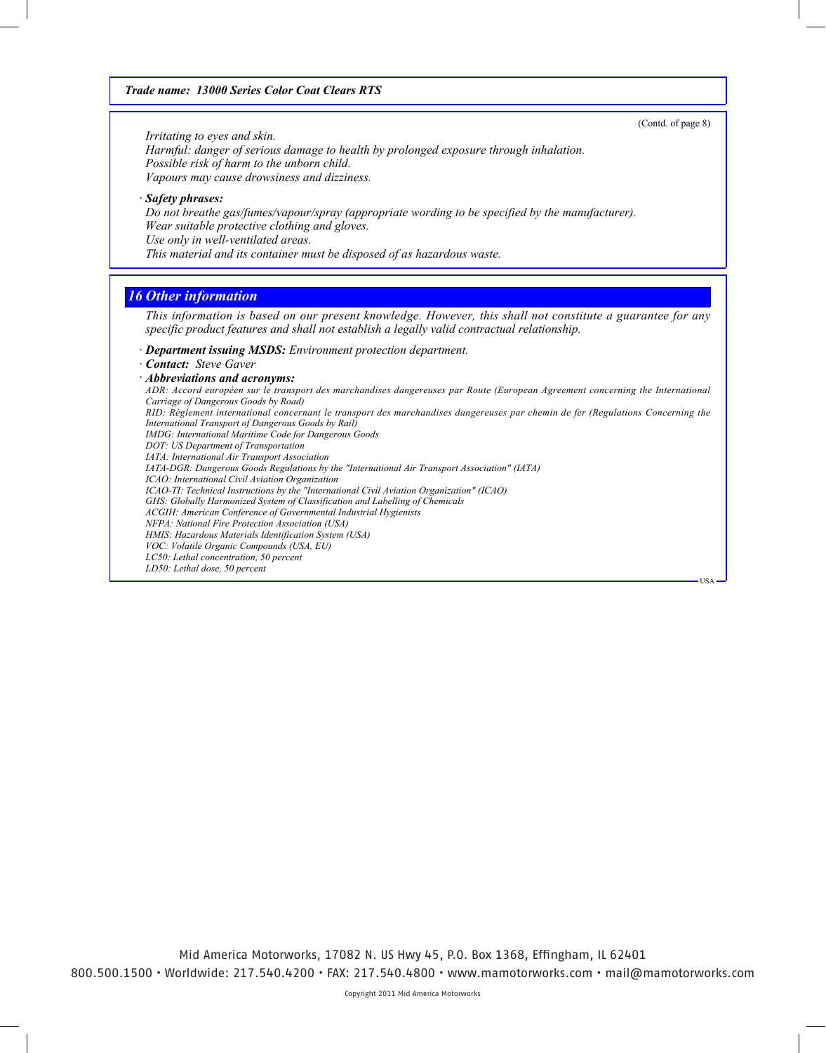(Contd. of page 8)

*Irritating to eyes and skin.*
*Harmful: danger of serious damage to health by prolonged exposure through inhalation.*
*Possible risk of harm to the unborn child.*
*Vapours may cause drowsiness and dizziness.*

· ***Safety phrases:***
*Do not breathe gas/fumes/vapour/spray (appropriate wording to be specified by the manufacturer).*
*Wear suitable protective clothing and gloves.*
*Use only in well-ventilated areas.*
*This material and its container must be disposed of as hazardous waste.*

## 16 Other information

*This information is based on our present knowledge. However, this shall not constitute a guarantee for any specific product features and shall not establish a legally valid contractual relationship.*

· ***Department issuing MSDS:*** *Environment protection department.*
· ***Contact:*** *Steve Gaver*
· ***Abbreviations and acronyms:***
*ADR: Accord européen sur le transport des marchandises dangereuses par Route (European Agreement concerning the International Carriage of Dangerous Goods by Road)*
*RID: Règlement international concernant le transport des marchandises dangereuses par chemin de fer (Regulations Concerning the International Transport of Dangerous Goods by Rail)*
*IMDG: International Maritime Code for Dangerous Goods*
*DOT: US Department of Transportation*
*IATA: International Air Transport Association*
*IATA-DGR: Dangerous Goods Regulations by the "International Air Transport Association" (IATA)*
*ICAO: International Civil Aviation Organization*
*ICAO-TI: Technical Instructions by the "International Civil Aviation Organization" (ICAO)*
*GHS: Globally Harmonized System of Classification and Labelling of Chemicals*
*ACGIH: American Conference of Governmental Industrial Hygienists*
*NFPA: National Fire Protection Association (USA)*
*HMIS: Hazardous Materials Identification System (USA)*
*VOC: Volatile Organic Compounds (USA, EU)*
*LC50: Lethal concentration, 50 percent*
*LD50: Lethal dose, 50 percent*

USA

Mid America Motorworks, 17082 N. US Hwy 45, P.O. Box 1368, Effingham, IL 62401
800.500.1500 • Worldwide: 217.540.4200 • FAX: 217.540.4800 • www.mamotorworks.com • mail@mamotorworks.com

Copyright 2011 Mid America Motorworks